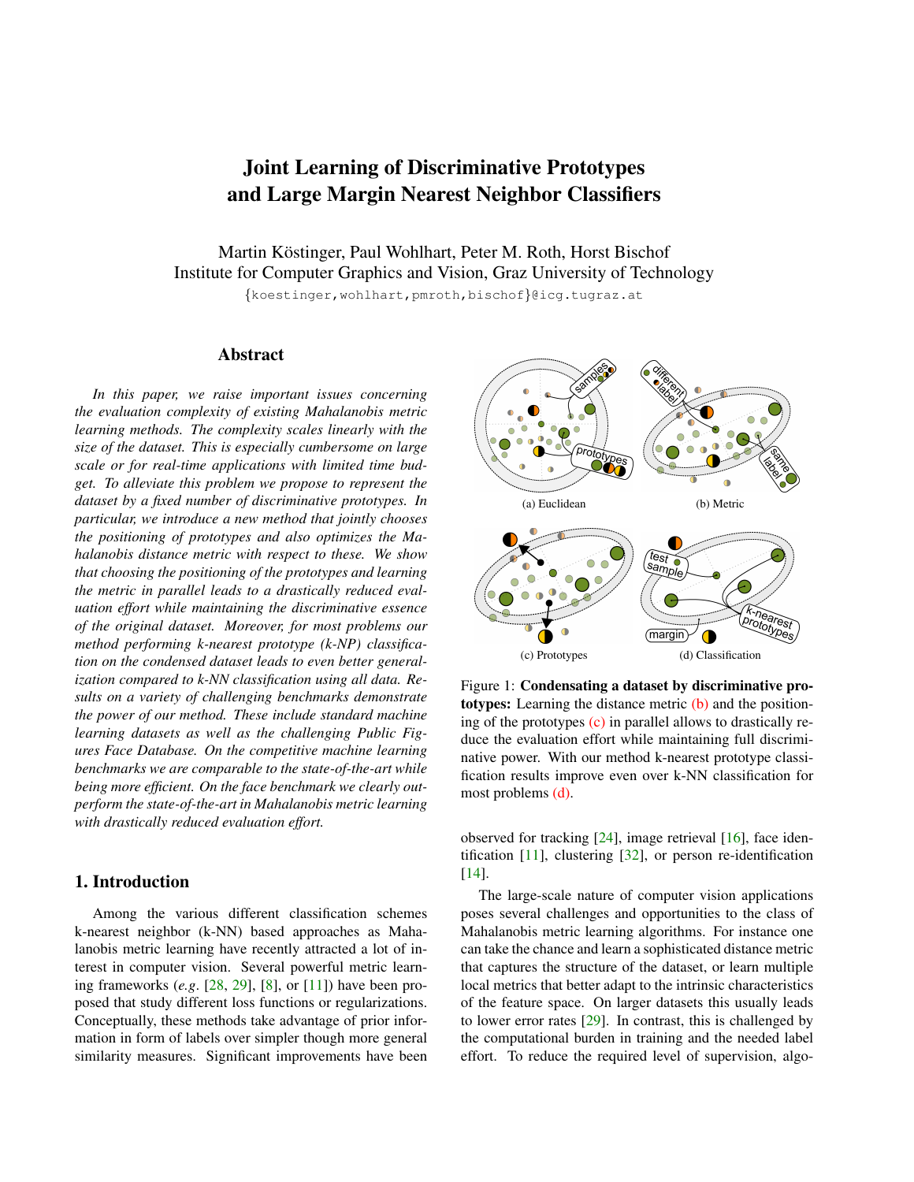# Joint Learning of Discriminative Prototypes and Large Margin Nearest Neighbor Classifiers

Martin Köstinger, Paul Wohlhart, Peter M. Roth, Horst Bischof
Institute for Computer Graphics and Vision, Graz University of Technology
{koestinger,wohlhart,pmroth,bischof}@icg.tugraz.at

## Abstract

*In this paper, we raise important issues concerning the evaluation complexity of existing Mahalanobis metric learning methods. The complexity scales linearly with the size of the dataset. This is especially cumbersome on large scale or for real-time applications with limited time budget. To alleviate this problem we propose to represent the dataset by a fixed number of discriminative prototypes. In particular, we introduce a new method that jointly chooses the positioning of prototypes and also optimizes the Mahalanobis distance metric with respect to these. We show that choosing the positioning of the prototypes and learning the metric in parallel leads to a drastically reduced evaluation effort while maintaining the discriminative essence of the original dataset. Moreover, for most problems our method performing k-nearest prototype (k-NP) classification on the condensed dataset leads to even better generalization compared to k-NN classification using all data. Results on a variety of challenging benchmarks demonstrate the power of our method. These include standard machine learning datasets as well as the challenging Public Figures Face Database. On the competitive machine learning benchmarks we are comparable to the state-of-the-art while being more efficient. On the face benchmark we clearly outperform the state-of-the-art in Mahalanobis metric learning with drastically reduced evaluation effort.*

samples
prototypes
(a) Euclidean

different label
same label
(b) Metric

(c) Prototypes

test sample
k-nearest prototypes
margin
(d) Classification

Figure 1: **Condensating a dataset by discriminative prototypes:** Learning the distance metric (b) and the positioning of the prototypes (c) in parallel allows to drastically reduce the evaluation effort while maintaining full discriminative power. With our method k-nearest prototype classification results improve even over k-NN classification for most problems (d).

## 1. Introduction

Among the various different classification schemes k-nearest neighbor (k-NN) based approaches as Mahalanobis metric learning have recently attracted a lot of interest in computer vision. Several powerful metric learning frameworks (*e.g.* [28, 29], [8], or [11]) have been proposed that study different loss functions or regularizations. Conceptually, these methods take advantage of prior information in form of labels over simpler though more general similarity measures. Significant improvements have been observed for tracking [24], image retrieval [16], face identification [11], clustering [32], or person re-identification [14].

The large-scale nature of computer vision applications poses several challenges and opportunities to the class of Mahalanobis metric learning algorithms. For instance one can take the chance and learn a sophisticated distance metric that captures the structure of the dataset, or learn multiple local metrics that better adapt to the intrinsic characteristics of the feature space. On larger datasets this usually leads to lower error rates [29]. In contrast, this is challenged by the computational burden in training and the needed label effort. To reduce the required level of supervision, algo-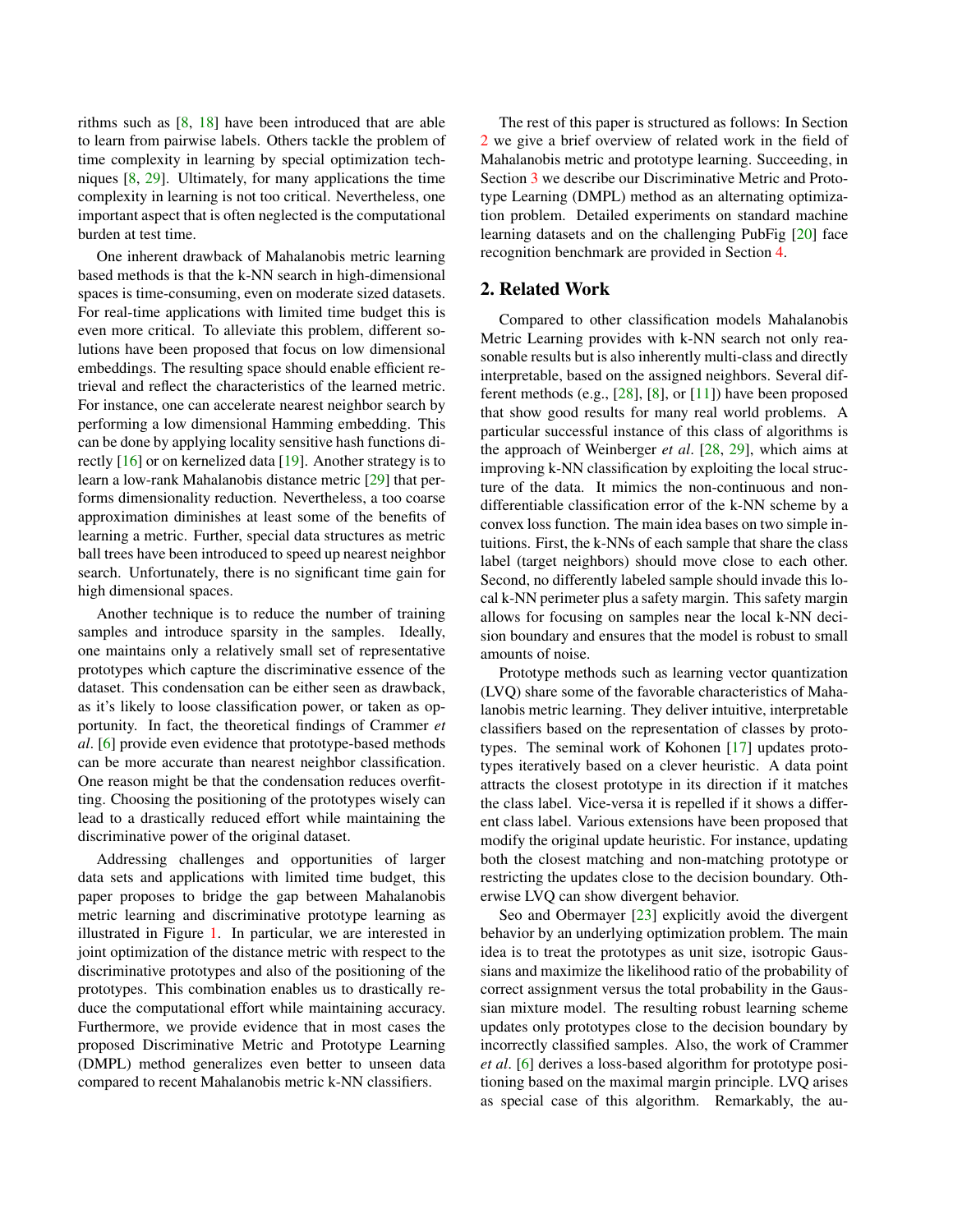rithms such as [8, 18] have been introduced that are able to learn from pairwise labels. Others tackle the problem of time complexity in learning by special optimization techniques [8, 29]. Ultimately, for many applications the time complexity in learning is not too critical. Nevertheless, one important aspect that is often neglected is the computational burden at test time.

One inherent drawback of Mahalanobis metric learning based methods is that the k-NN search in high-dimensional spaces is time-consuming, even on moderate sized datasets. For real-time applications with limited time budget this is even more critical. To alleviate this problem, different solutions have been proposed that focus on low dimensional embeddings. The resulting space should enable efficient retrieval and reflect the characteristics of the learned metric. For instance, one can accelerate nearest neighbor search by performing a low dimensional Hamming embedding. This can be done by applying locality sensitive hash functions directly [16] or on kernelized data [19]. Another strategy is to learn a low-rank Mahalanobis distance metric [29] that performs dimensionality reduction. Nevertheless, a too coarse approximation diminishes at least some of the benefits of learning a metric. Further, special data structures as metric ball trees have been introduced to speed up nearest neighbor search. Unfortunately, there is no significant time gain for high dimensional spaces.

Another technique is to reduce the number of training samples and introduce sparsity in the samples. Ideally, one maintains only a relatively small set of representative prototypes which capture the discriminative essence of the dataset. This condensation can be either seen as drawback, as it's likely to loose classification power, or taken as opportunity. In fact, the theoretical findings of Crammer *et al*. [6] provide even evidence that prototype-based methods can be more accurate than nearest neighbor classification. One reason might be that the condensation reduces overfitting. Choosing the positioning of the prototypes wisely can lead to a drastically reduced effort while maintaining the discriminative power of the original dataset.

Addressing challenges and opportunities of larger data sets and applications with limited time budget, this paper proposes to bridge the gap between Mahalanobis metric learning and discriminative prototype learning as illustrated in Figure 1. In particular, we are interested in joint optimization of the distance metric with respect to the discriminative prototypes and also of the positioning of the prototypes. This combination enables us to drastically reduce the computational effort while maintaining accuracy. Furthermore, we provide evidence that in most cases the proposed Discriminative Metric and Prototype Learning (DMPL) method generalizes even better to unseen data compared to recent Mahalanobis metric k-NN classifiers.

The rest of this paper is structured as follows: In Section 2 we give a brief overview of related work in the field of Mahalanobis metric and prototype learning. Succeeding, in Section 3 we describe our Discriminative Metric and Prototype Learning (DMPL) method as an alternating optimization problem. Detailed experiments on standard machine learning datasets and on the challenging PubFig [20] face recognition benchmark are provided in Section 4.

## 2. Related Work

Compared to other classification models Mahalanobis Metric Learning provides with k-NN search not only reasonable results but is also inherently multi-class and directly interpretable, based on the assigned neighbors. Several different methods (e.g., [28], [8], or [11]) have been proposed that show good results for many real world problems. A particular successful instance of this class of algorithms is the approach of Weinberger *et al*. [28, 29], which aims at improving k-NN classification by exploiting the local structure of the data. It mimics the non-continuous and non-differentiable classification error of the k-NN scheme by a convex loss function. The main idea bases on two simple intuitions. First, the k-NNs of each sample that share the class label (target neighbors) should move close to each other. Second, no differently labeled sample should invade this local k-NN perimeter plus a safety margin. This safety margin allows for focusing on samples near the local k-NN decision boundary and ensures that the model is robust to small amounts of noise.

Prototype methods such as learning vector quantization (LVQ) share some of the favorable characteristics of Mahalanobis metric learning. They deliver intuitive, interpretable classifiers based on the representation of classes by prototypes. The seminal work of Kohonen [17] updates prototypes iteratively based on a clever heuristic. A data point attracts the closest prototype in its direction if it matches the class label. Vice-versa it is repelled if it shows a different class label. Various extensions have been proposed that modify the original update heuristic. For instance, updating both the closest matching and non-matching prototype or restricting the updates close to the decision boundary. Otherwise LVQ can show divergent behavior.

Seo and Obermayer [23] explicitly avoid the divergent behavior by an underlying optimization problem. The main idea is to treat the prototypes as unit size, isotropic Gaussians and maximize the likelihood ratio of the probability of correct assignment versus the total probability in the Gaussian mixture model. The resulting robust learning scheme updates only prototypes close to the decision boundary by incorrectly classified samples. Also, the work of Crammer *et al*. [6] derives a loss-based algorithm for prototype positioning based on the maximal margin principle. LVQ arises as special case of this algorithm. Remarkably, the au-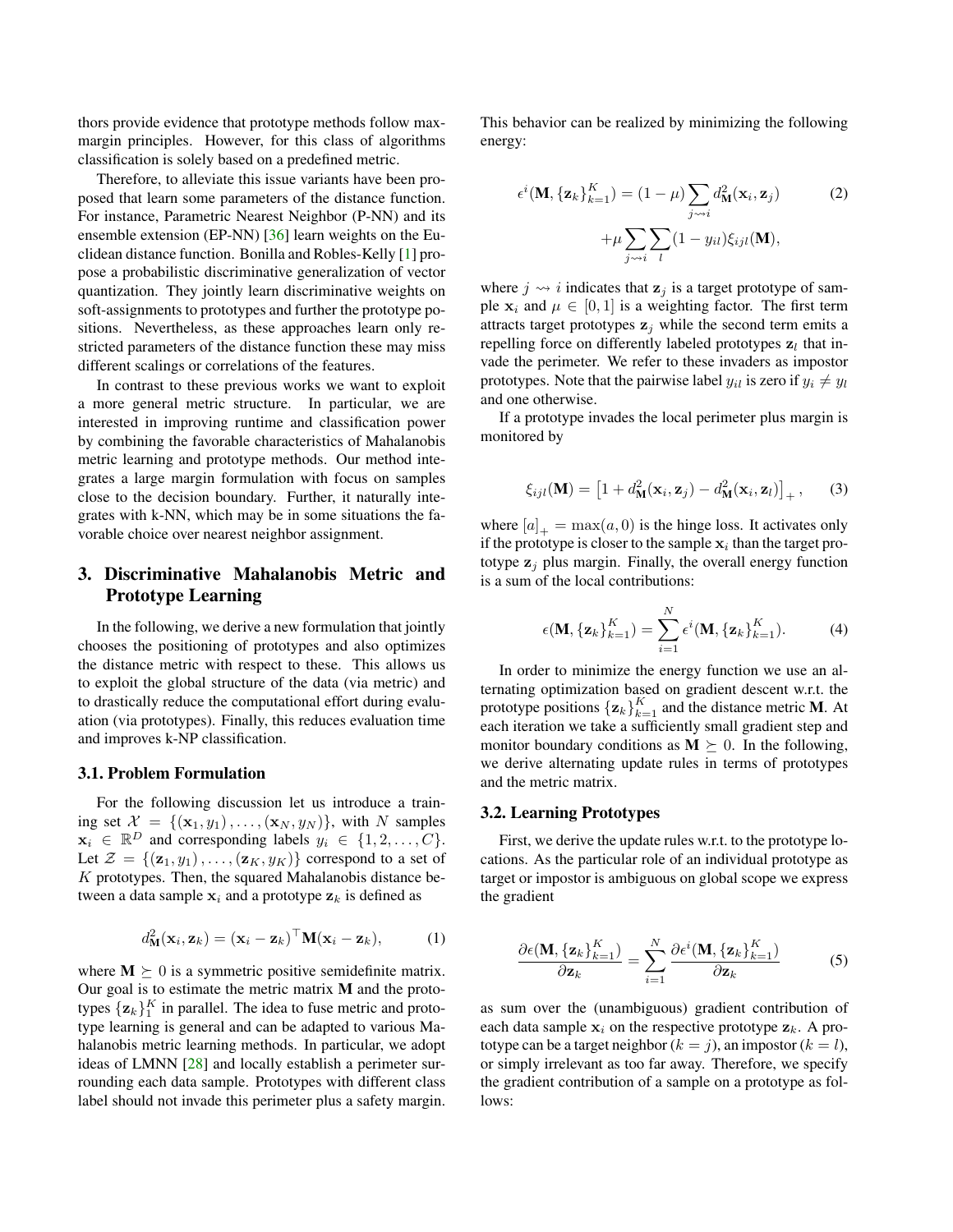thors provide evidence that prototype methods follow max-margin principles. However, for this class of algorithms classification is solely based on a predefined metric.

Therefore, to alleviate this issue variants have been proposed that learn some parameters of the distance function. For instance, Parametric Nearest Neighbor (P-NN) and its ensemble extension (EP-NN) [36] learn weights on the Euclidean distance function. Bonilla and Robles-Kelly [1] propose a probabilistic discriminative generalization of vector quantization. They jointly learn discriminative weights on soft-assignments to prototypes and further the prototype positions. Nevertheless, as these approaches learn only restricted parameters of the distance function these may miss different scalings or correlations of the features.

In contrast to these previous works we want to exploit a more general metric structure. In particular, we are interested in improving runtime and classification power by combining the favorable characteristics of Mahalanobis metric learning and prototype methods. Our method integrates a large margin formulation with focus on samples close to the decision boundary. Further, it naturally integrates with k-NN, which may be in some situations the favorable choice over nearest neighbor assignment.

# 3. Discriminative Mahalanobis Metric and Prototype Learning

In the following, we derive a new formulation that jointly chooses the positioning of prototypes and also optimizes the distance metric with respect to these. This allows us to exploit the global structure of the data (via metric) and to drastically reduce the computational effort during evaluation (via prototypes). Finally, this reduces evaluation time and improves k-NP classification.

## 3.1. Problem Formulation

For the following discussion let us introduce a training set $\mathcal{X} = \{(\mathbf{x}_1, y_1), \ldots, (\mathbf{x}_N, y_N)\}$, with $N$ samples $\mathbf{x}_i \in \mathbb{R}^D$ and corresponding labels $y_i \in \{1, 2, \ldots, C\}$. Let $\mathcal{Z} = \{(\mathbf{z}_1, y_1), \ldots, (\mathbf{z}_K, y_K)\}$ correspond to a set of $K$ prototypes. Then, the squared Mahalanobis distance between a data sample $\mathbf{x}_i$ and a prototype $\mathbf{z}_k$ is defined as

$$d^2_{\mathbf{M}}(\mathbf{x}_i, \mathbf{z}_k) = (\mathbf{x}_i - \mathbf{z}_k)^\top \mathbf{M}(\mathbf{x}_i - \mathbf{z}_k), \tag{1}$$

where $\mathbf{M} \succeq 0$ is a symmetric positive semidefinite matrix. Our goal is to estimate the metric matrix $\mathbf{M}$ and the prototypes $\{\mathbf{z}_k\}_1^K$ in parallel. The idea to fuse metric and prototype learning is general and can be adapted to various Mahalanobis metric learning methods. In particular, we adopt ideas of LMNN [28] and locally establish a perimeter surrounding each data sample. Prototypes with different class label should not invade this perimeter plus a safety margin. This behavior can be realized by minimizing the following energy:

$$\epsilon^i(\mathbf{M}, \{\mathbf{z}_k\}_{k=1}^K) = (1 - \mu) \sum_{j \rightsquigarrow i} d^2_{\mathbf{M}}(\mathbf{x}_i, \mathbf{z}_j) + \mu \sum_{j \rightsquigarrow i} \sum_{l} (1 - y_{il}) \xi_{ijl}(\mathbf{M}), \tag{2}$$

where $j \rightsquigarrow i$ indicates that $\mathbf{z}_j$ is a target prototype of sample $\mathbf{x}_i$ and $\mu \in [0, 1]$ is a weighting factor. The first term attracts target prototypes $\mathbf{z}_j$ while the second term emits a repelling force on differently labeled prototypes $\mathbf{z}_l$ that invade the perimeter. We refer to these invaders as impostor prototypes. Note that the pairwise label $y_{il}$ is zero if $y_i \neq y_l$ and one otherwise.

If a prototype invades the local perimeter plus margin is monitored by

$$\xi_{ijl}(\mathbf{M}) = \left[1 + d^2_{\mathbf{M}}(\mathbf{x}_i, \mathbf{z}_j) - d^2_{\mathbf{M}}(\mathbf{x}_i, \mathbf{z}_l)\right]_+, \tag{3}$$

where $[a]_+ = \max(a, 0)$ is the hinge loss. It activates only if the prototype is closer to the sample $\mathbf{x}_i$ than the target prototype $\mathbf{z}_j$ plus margin. Finally, the overall energy function is a sum of the local contributions:

$$\epsilon(\mathbf{M}, \{\mathbf{z}_k\}_{k=1}^K) = \sum_{i=1}^{N} \epsilon^i(\mathbf{M}, \{\mathbf{z}_k\}_{k=1}^K). \tag{4}$$

In order to minimize the energy function we use an alternating optimization based on gradient descent w.r.t. the prototype positions $\{\mathbf{z}_k\}_{k=1}^K$ and the distance metric $\mathbf{M}$. At each iteration we take a sufficiently small gradient step and monitor boundary conditions as $\mathbf{M} \succeq 0$. In the following, we derive alternating update rules in terms of prototypes and the metric matrix.

## 3.2. Learning Prototypes

First, we derive the update rules w.r.t. to the prototype locations. As the particular role of an individual prototype as target or impostor is ambiguous on global scope we express the gradient

$$\frac{\partial \epsilon(\mathbf{M}, \{\mathbf{z}_k\}_{k=1}^K)}{\partial \mathbf{z}_k} = \sum_{i=1}^{N} \frac{\partial \epsilon^i(\mathbf{M}, \{\mathbf{z}_k\}_{k=1}^K)}{\partial \mathbf{z}_k} \tag{5}$$

as sum over the (unambiguous) gradient contribution of each data sample $\mathbf{x}_i$ on the respective prototype $\mathbf{z}_k$. A prototype can be a target neighbor ($k = j$), an impostor ($k = l$), or simply irrelevant as too far away. Therefore, we specify the gradient contribution of a sample on a prototype as follows: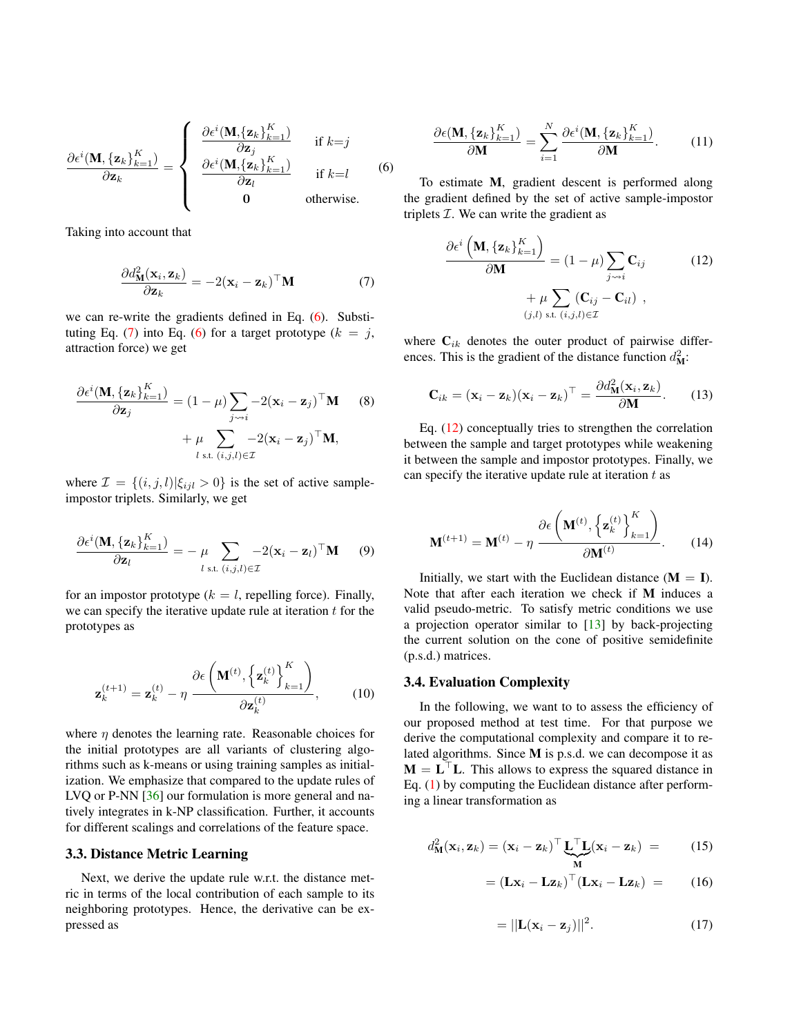$$\frac{\partial \epsilon^i(\mathbf{M}, \{\mathbf{z}_k\}_{k=1}^K)}{\partial \mathbf{z}_k} = \begin{cases} \frac{\partial \epsilon^i(\mathbf{M}, \{\mathbf{z}_k\}_{k=1}^K)}{\partial \mathbf{z}_j} & \text{if } k{=}j \\ \frac{\partial \epsilon^i(\mathbf{M}, \{\mathbf{z}_k\}_{k=1}^K)}{\partial \mathbf{z}_l} & \text{if } k{=}l \\ \mathbf{0} & \text{otherwise.} \end{cases} \tag{6}$$

Taking into account that

$$\frac{\partial d^2_{\mathbf{M}}(\mathbf{x}_i, \mathbf{z}_k)}{\partial \mathbf{z}_k} = -2(\mathbf{x}_i - \mathbf{z}_k)^\top \mathbf{M} \tag{7}$$

we can re-write the gradients defined in Eq. (6). Substituting Eq. (7) into Eq. (6) for a target prototype ($k = j$, attraction force) we get

$$\frac{\partial \epsilon^i(\mathbf{M}, \{\mathbf{z}_k\}_{k=1}^K)}{\partial \mathbf{z}_j} = (1-\mu) \sum_{j \rightsquigarrow i} -2(\mathbf{x}_i - \mathbf{z}_j)^\top \mathbf{M} + \mu \sum_{l \text{ s.t. } (i,j,l) \in \mathcal{I}} -2(\mathbf{x}_i - \mathbf{z}_j)^\top \mathbf{M}, \tag{8}$$

where $\mathcal{I} = \{(i,j,l) | \xi_{ijl} > 0\}$ is the set of active sample-impostor triplets. Similarly, we get

$$\frac{\partial \epsilon^i(\mathbf{M}, \{\mathbf{z}_k\}_{k=1}^K)}{\partial \mathbf{z}_l} = -\mu \sum_{l \text{ s.t. } (i,j,l) \in \mathcal{I}} -2(\mathbf{x}_i - \mathbf{z}_l)^\top \mathbf{M} \tag{9}$$

for an impostor prototype ($k = l$, repelling force). Finally, we can specify the iterative update rule at iteration $t$ for the prototypes as

$$\mathbf{z}_k^{(t+1)} = \mathbf{z}_k^{(t)} - \eta \frac{\partial \epsilon \left( \mathbf{M}^{(t)}, \left\{ \mathbf{z}_k^{(t)} \right\}_{k=1}^K \right)}{\partial \mathbf{z}_k^{(t)}}, \tag{10}$$

where $\eta$ denotes the learning rate. Reasonable choices for the initial prototypes are all variants of clustering algorithms such as k-means or using training samples as initialization. We emphasize that compared to the update rules of LVQ or P-NN [36] our formulation is more general and natively integrates in k-NP classification. Further, it accounts for different scalings and correlations of the feature space.

### 3.3. Distance Metric Learning

Next, we derive the update rule w.r.t. the distance metric in terms of the local contribution of each sample to its neighboring prototypes. Hence, the derivative can be expressed as

$$\frac{\partial \epsilon(\mathbf{M}, \{\mathbf{z}_k\}_{k=1}^K)}{\partial \mathbf{M}} = \sum_{i=1}^N \frac{\partial \epsilon^i(\mathbf{M}, \{\mathbf{z}_k\}_{k=1}^K)}{\partial \mathbf{M}}. \tag{11}$$

To estimate $\mathbf{M}$, gradient descent is performed along the gradient defined by the set of active sample-impostor triplets $\mathcal{I}$. We can write the gradient as

$$\frac{\partial \epsilon^i \left( \mathbf{M}, \{\mathbf{z}_k\}_{k=1}^K \right)}{\partial \mathbf{M}} = (1-\mu) \sum_{j \rightsquigarrow i} \mathbf{C}_{ij} + \mu \sum_{(j,l) \text{ s.t. } (i,j,l) \in \mathcal{I}} (\mathbf{C}_{ij} - \mathbf{C}_{il}) \ , \tag{12}$$

where $\mathbf{C}_{ik}$ denotes the outer product of pairwise differences. This is the gradient of the distance function $d^2_{\mathbf{M}}$:

$$\mathbf{C}_{ik} = (\mathbf{x}_i - \mathbf{z}_k)(\mathbf{x}_i - \mathbf{z}_k)^\top = \frac{\partial d^2_{\mathbf{M}}(\mathbf{x}_i, \mathbf{z}_k)}{\partial \mathbf{M}}. \tag{13}$$

Eq. (12) conceptually tries to strengthen the correlation between the sample and target prototypes while weakening it between the sample and impostor prototypes. Finally, we can specify the iterative update rule at iteration $t$ as

$$\mathbf{M}^{(t+1)} = \mathbf{M}^{(t)} - \eta \frac{\partial \epsilon \left( \mathbf{M}^{(t)}, \left\{ \mathbf{z}_k^{(t)} \right\}_{k=1}^K \right)}{\partial \mathbf{M}^{(t)}}. \tag{14}$$

Initially, we start with the Euclidean distance ($\mathbf{M} = \mathbf{I}$). Note that after each iteration we check if $\mathbf{M}$ induces a valid pseudo-metric. To satisfy metric conditions we use a projection operator similar to [13] by back-projecting the current solution on the cone of positive semidefinite (p.s.d.) matrices.

### 3.4. Evaluation Complexity

In the following, we want to to assess the efficiency of our proposed method at test time. For that purpose we derive the computational complexity and compare it to related algorithms. Since $\mathbf{M}$ is p.s.d. we can decompose it as $\mathbf{M} = \mathbf{L}^\top \mathbf{L}$. This allows to express the squared distance in Eq. (1) by computing the Euclidean distance after performing a linear transformation as

$$d^2_{\mathbf{M}}(\mathbf{x}_i, \mathbf{z}_k) = (\mathbf{x}_i - \mathbf{z}_k)^\top \underbrace{\mathbf{L}^\top \mathbf{L}}_{\mathbf{M}} (\mathbf{x}_i - \mathbf{z}_k) = \tag{15}$$

$$= (\mathbf{L}\mathbf{x}_i - \mathbf{L}\mathbf{z}_k)^\top (\mathbf{L}\mathbf{x}_i - \mathbf{L}\mathbf{z}_k) = \tag{16}$$

$$= ||\mathbf{L}(\mathbf{x}_i - \mathbf{z}_j)||^2. \tag{17}$$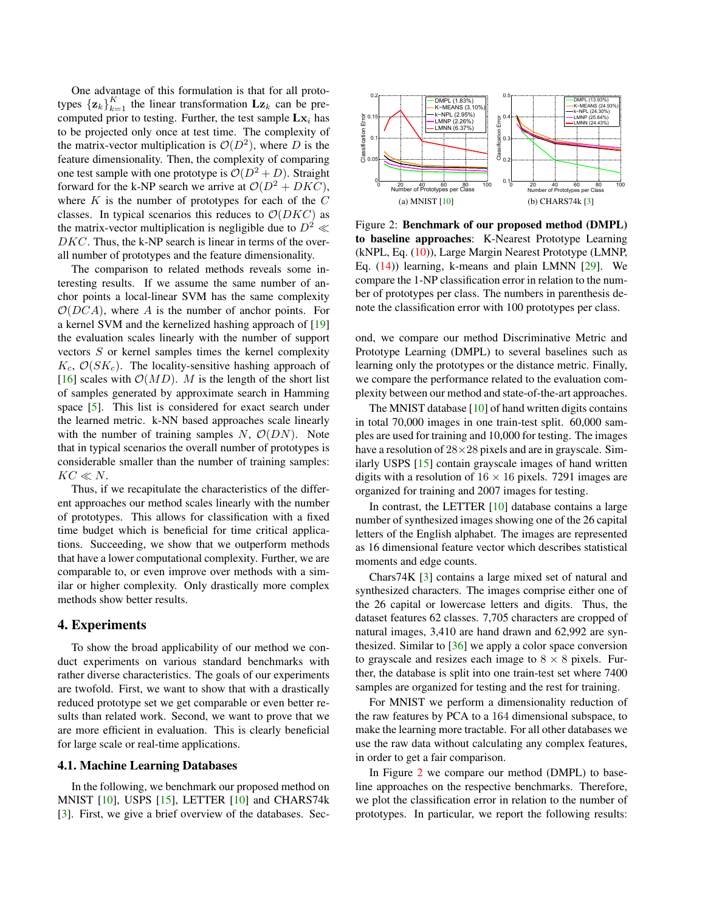One advantage of this formulation is that for all prototypes $\{\mathbf{z}_k\}_{k=1}^{K}$ the linear transformation $\mathbf{L}\mathbf{z}_k$ can be precomputed prior to testing. Further, the test sample $\mathbf{L}\mathbf{x}_i$ has to be projected only once at test time. The complexity of the matrix-vector multiplication is $\mathcal{O}(D^2)$, where $D$ is the feature dimensionality. Then, the complexity of comparing one test sample with one prototype is $\mathcal{O}(D^2 + D)$. Straight forward for the k-NP search we arrive at $\mathcal{O}(D^2 + DKC)$, where $K$ is the number of prototypes for each of the $C$ classes. In typical scenarios this reduces to $\mathcal{O}(DKC)$ as the matrix-vector multiplication is negligible due to $D^2 \ll DKC$. Thus, the k-NP search is linear in terms of the overall number of prototypes and the feature dimensionality.

The comparison to related methods reveals some interesting results. If we assume the same number of anchor points a local-linear SVM has the same complexity $\mathcal{O}(DCA)$, where $A$ is the number of anchor points. For a kernel SVM and the kernelized hashing approach of [19] the evaluation scales linearly with the number of support vectors $S$ or kernel samples times the kernel complexity $K_c$, $\mathcal{O}(SK_c)$. The locality-sensitive hashing approach of [16] scales with $\mathcal{O}(MD)$. $M$ is the length of the short list of samples generated by approximate search in Hamming space [5]. This list is considered for exact search under the learned metric. k-NN based approaches scale linearly with the number of training samples $N$, $\mathcal{O}(DN)$. Note that in typical scenarios the overall number of prototypes is considerable smaller than the number of training samples: $KC \ll N$.

Thus, if we recapitulate the characteristics of the different approaches our method scales linearly with the number of prototypes. This allows for classification with a fixed time budget which is beneficial for time critical applications. Succeeding, we show that we outperform methods that have a lower computational complexity. Further, we are comparable to, or even improve over methods with a similar or higher complexity. Only drastically more complex methods show better results.

## 4. Experiments

To show the broad applicability of our method we conduct experiments on various standard benchmarks with rather diverse characteristics. The goals of our experiments are twofold. First, we want to show that with a drastically reduced prototype set we get comparable or even better results than related work. Second, we want to prove that we are more efficient in evaluation. This is clearly beneficial for large scale or real-time applications.

### 4.1. Machine Learning Databases

In the following, we benchmark our proposed method on MNIST [10], USPS [15], LETTER [10] and CHARS74k [3]. First, we give a brief overview of the databases. Second, we compare our method Discriminative Metric and Prototype Learning (DMPL) to several baselines such as learning only the prototypes or the distance metric. Finally, we compare the performance related to the evaluation complexity between our method and state-of-the-art approaches.

(a) MNIST [10]

Classification Error

Number of Prototypes per Class

DMPL (1.83%)
K−MEANS (3.10%)
k−NPL (2.95%)
LMNP (2.26%)
LMNN (6.37%)

(b) CHARS74k [3]

Classification Error

Number of Prototypes per Class

DMPL (13.93%)
K−MEANS (24.93%)
k−NPL (24.30%)
LMNP (25.64%)
LMNN (24.43%)

Figure 2: **Benchmark of our proposed method (DMPL) to baseline approaches**: K-Nearest Prototype Learning (kNPL, Eq. (10)), Large Margin Nearest Prototype (LMNP, Eq. (14)) learning, k-means and plain LMNN [29]. We compare the 1-NP classification error in relation to the number of prototypes per class. The numbers in parenthesis denote the classification error with 100 prototypes per class.

The MNIST database [10] of hand written digits contains in total 70,000 images in one train-test split. 60,000 samples are used for training and 10,000 for testing. The images have a resolution of $28 \times 28$ pixels and are in grayscale. Similarly USPS [15] contain grayscale images of hand written digits with a resolution of $16 \times 16$ pixels. 7291 images are organized for training and 2007 images for testing.

In contrast, the LETTER [10] database contains a large number of synthesized images showing one of the 26 capital letters of the English alphabet. The images are represented as 16 dimensional feature vector which describes statistical moments and edge counts.

Chars74K [3] contains a large mixed set of natural and synthesized characters. The images comprise either one of the 26 capital or lowercase letters and digits. Thus, the dataset features 62 classes. 7,705 characters are cropped of natural images, 3,410 are hand drawn and 62,992 are synthesized. Similar to [36] we apply a color space conversion to grayscale and resizes each image to $8 \times 8$ pixels. Further, the database is split into one train-test set where 7400 samples are organized for testing and the rest for training.

For MNIST we perform a dimensionality reduction of the raw features by PCA to a 164 dimensional subspace, to make the learning more tractable. For all other databases we use the raw data without calculating any complex features, in order to get a fair comparison.

In Figure 2 we compare our method (DMPL) to baseline approaches on the respective benchmarks. Therefore, we plot the classification error in relation to the number of prototypes. In particular, we report the following results: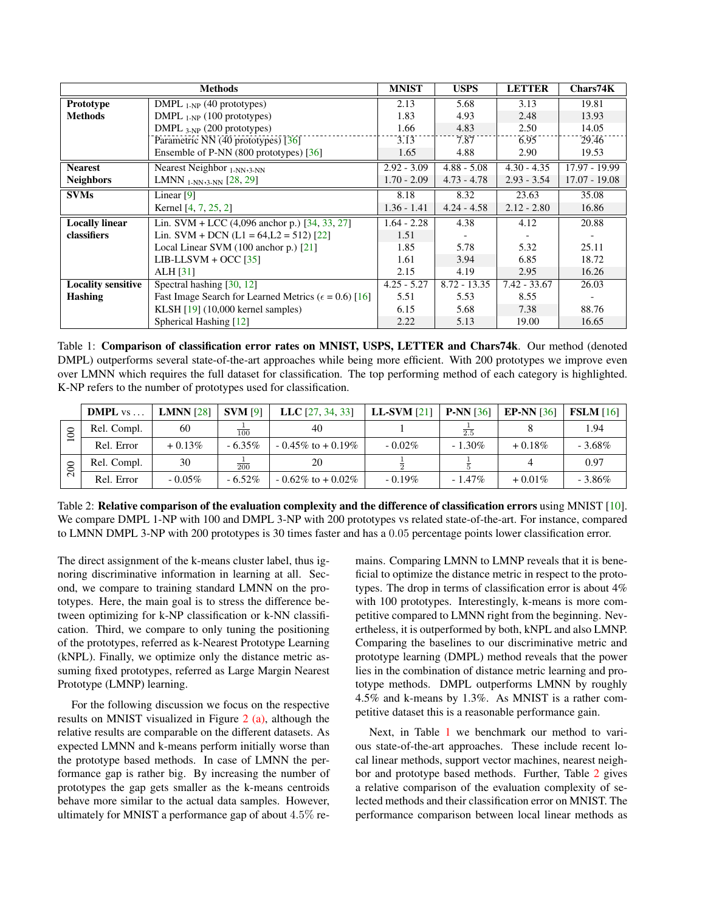| Methods | | MNIST | USPS | LETTER | Chars74K |
|---|---|---|---|---|---|
| **Prototype Methods** | DMPL $_{\text{1-NP}}$ (40 prototypes) | 2.13 | 5.68 | 3.13 | 19.81 |
| | DMPL $_{\text{1-NP}}$ (100 prototypes) | 1.83 | 4.93 | 2.48 | 13.93 |
| | DMPL $_{\text{3-NP}}$ (200 prototypes) | 1.66 | 4.83 | 2.50 | 14.05 |
| | Parametric NN (40 prototypes) [36] | 3.13 | 7.87 | 6.95 | 29.46 |
| | Ensemble of P-NN (800 prototypes) [36] | 1.65 | 4.88 | 2.90 | 19.53 |
| **Nearest Neighbors** | Nearest Neighbor $_{\text{1-NN,3-NN}}$ | 2.92 - 3.09 | 4.88 - 5.08 | 4.30 - 4.35 | 17.97 - 19.99 |
| | LMNN $_{\text{1-NN,3-NN}}$ [28, 29] | 1.70 - 2.09 | 4.73 - 4.78 | 2.93 - 3.54 | 17.07 - 19.08 |
| **SVMs** | Linear [9] | 8.18 | 8.32 | 23.63 | 35.08 |
| | Kernel [4, 7, 25, 2] | 1.36 - 1.41 | 4.24 - 4.58 | 2.12 - 2.80 | 16.86 |
| **Locally linear classifiers** | Lin. SVM + LCC (4,096 anchor p.) [34, 33, 27] | 1.64 - 2.28 | 4.38 | 4.12 | 20.88 |
| | Lin. SVM + DCN (L1 = 64,L2 = 512) [22] | 1.51 | - | - | - |
| | Local Linear SVM (100 anchor p.) [21] | 1.85 | 5.78 | 5.32 | 25.11 |
| | LIB-LLSVM + OCC [35] | 1.61 | 3.94 | 6.85 | 18.72 |
| | ALH [31] | 2.15 | 4.19 | 2.95 | 16.26 |
| **Locality sensitive Hashing** | Spectral hashing [30, 12] | 4.25 - 5.27 | 8.72 - 13.35 | 7.42 - 33.67 | 26.03 |
| | Fast Image Search for Learned Metrics ($\epsilon = 0.6$) [16] | 5.51 | 5.53 | 8.55 | - |
| | KLSH [19] (10,000 kernel samples) | 6.15 | 5.68 | 7.38 | 88.76 |
| | Spherical Hashing [12] | 2.22 | 5.13 | 19.00 | 16.65 |

Table 1: **Comparison of classification error rates on MNIST, USPS, LETTER and Chars74k**. Our method (denoted DMPL) outperforms several state-of-the-art approaches while being more efficient. With 200 prototypes we improve even over LMNN which requires the full dataset for classification. The top performing method of each category is highlighted. K-NP refers to the number of prototypes used for classification.

| | **DMPL** vs ... | **LMNN** [28] | **SVM** [9] | **LLC** [27, 34, 33] | **LL-SVM** [21] | **P-NN** [36] | **EP-NN** [36] | **FSLM** [16] |
|---|---|---|---|---|---|---|---|---|
| 100 | Rel. Compl. | 60 | $\frac{1}{100}$ | 40 | 1 | $\frac{1}{2.5}$ | 8 | 1.94 |
| | Rel. Error | + 0.13% | - 6.35% | - 0.45% to + 0.19% | - 0.02% | - 1.30% | + 0.18% | - 3.68% |
| 200 | Rel. Compl. | 30 | $\frac{1}{200}$ | 20 | $\frac{1}{2}$ | $\frac{1}{5}$ | 4 | 0.97 |
| | Rel. Error | - 0.05% | - 6.52% | - 0.62% to + 0.02% | - 0.19% | - 1.47% | + 0.01% | - 3.86% |

Table 2: **Relative comparison of the evaluation complexity and the difference of classification errors** using MNIST [10]. We compare DMPL 1-NP with 100 and DMPL 3-NP with 200 prototypes vs related state-of-the-art. For instance, compared to LMNN DMPL 3-NP with 200 prototypes is 30 times faster and has a 0.05 percentage points lower classification error.

The direct assignment of the k-means cluster label, thus ignoring discriminative information in learning at all. Second, we compare to training standard LMNN on the prototypes. Here, the main goal is to stress the difference between optimizing for k-NP classification or k-NN classification. Third, we compare to only tuning the positioning of the prototypes, referred as k-Nearest Prototype Learning (kNPL). Finally, we optimize only the distance metric assuming fixed prototypes, referred as Large Margin Nearest Prototype (LMNP) learning.

For the following discussion we focus on the respective results on MNIST visualized in Figure 2 (a), although the relative results are comparable on the different datasets. As expected LMNN and k-means perform initially worse than the prototype based methods. In case of LMNN the performance gap is rather big. By increasing the number of prototypes the gap gets smaller as the k-means centroids behave more similar to the actual data samples. However, ultimately for MNIST a performance gap of about 4.5% remains. Comparing LMNN to LMNP reveals that it is beneficial to optimize the distance metric in respect to the prototypes. The drop in terms of classification error is about 4% with 100 prototypes. Interestingly, k-means is more competitive compared to LMNN right from the beginning. Nevertheless, it is outperformed by both, kNPL and also LMNP. Comparing the baselines to our discriminative metric and prototype learning (DMPL) method reveals that the power lies in the combination of distance metric learning and prototype methods. DMPL outperforms LMNN by roughly 4.5% and k-means by 1.3%. As MNIST is a rather competitive dataset this is a reasonable performance gain.

Next, in Table 1 we benchmark our method to various state-of-the-art approaches. These include recent local linear methods, support vector machines, nearest neighbor and prototype based methods. Further, Table 2 gives a relative comparison of the evaluation complexity of selected methods and their classification error on MNIST. The performance comparison between local linear methods as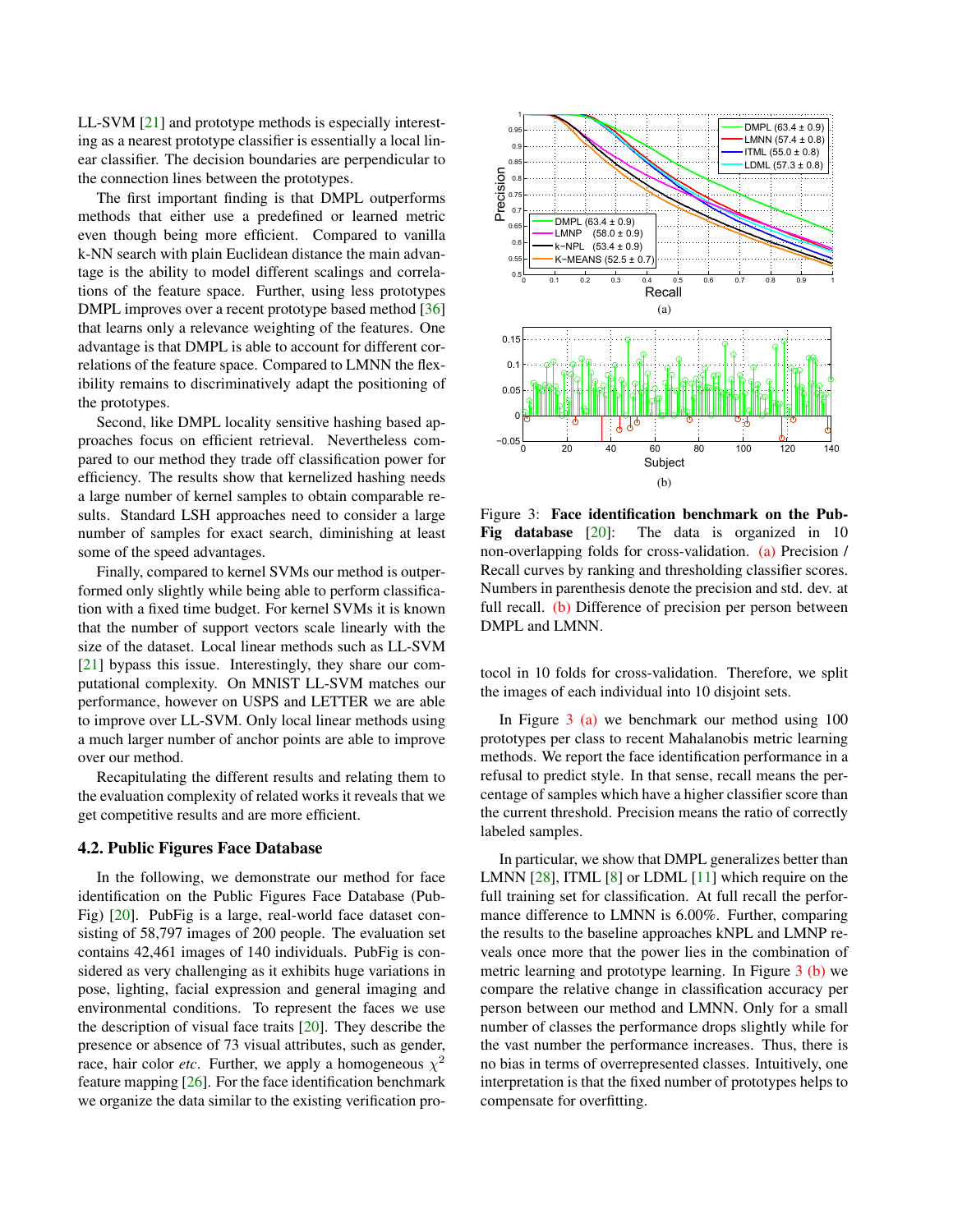LL-SVM [21] and prototype methods is especially interesting as a nearest prototype classifier is essentially a local linear classifier. The decision boundaries are perpendicular to the connection lines between the prototypes.

The first important finding is that DMPL outperforms methods that either use a predefined or learned metric even though being more efficient. Compared to vanilla k-NN search with plain Euclidean distance the main advantage is the ability to model different scalings and correlations of the feature space. Further, using less prototypes DMPL improves over a recent prototype based method [36] that learns only a relevance weighting of the features. One advantage is that DMPL is able to account for different correlations of the feature space. Compared to LMNN the flexibility remains to discriminatively adapt the positioning of the prototypes.

Second, like DMPL locality sensitive hashing based approaches focus on efficient retrieval. Nevertheless compared to our method they trade off classification power for efficiency. The results show that kernelized hashing needs a large number of kernel samples to obtain comparable results. Standard LSH approaches need to consider a large number of samples for exact search, diminishing at least some of the speed advantages.

Finally, compared to kernel SVMs our method is outperformed only slightly while being able to perform classification with a fixed time budget. For kernel SVMs it is known that the number of support vectors scale linearly with the size of the dataset. Local linear methods such as LL-SVM [21] bypass this issue. Interestingly, they share our computational complexity. On MNIST LL-SVM matches our performance, however on USPS and LETTER we are able to improve over LL-SVM. Only local linear methods using a much larger number of anchor points are able to improve over our method.

Recapitulating the different results and relating them to the evaluation complexity of related works it reveals that we get competitive results and are more efficient.

### 4.2. Public Figures Face Database

In the following, we demonstrate our method for face identification on the Public Figures Face Database (PubFig) [20]. PubFig is a large, real-world face dataset consisting of 58,797 images of 200 people. The evaluation set contains 42,461 images of 140 individuals. PubFig is considered as very challenging as it exhibits huge variations in pose, lighting, facial expression and general imaging and environmental conditions. To represent the faces we use the description of visual face traits [20]. They describe the presence or absence of 73 visual attributes, such as gender, race, hair color *etc*. Further, we apply a homogeneous $\chi^2$ feature mapping [26]. For the face identification benchmark we organize the data similar to the existing verification protocol in 10 folds for cross-validation. Therefore, we split the images of each individual into 10 disjoint sets.

Precision
Recall
DMPL (63.4 ± 0.9)
LMNN (57.4 ± 0.8)
ITML (55.0 ± 0.8)
LDML (57.3 ± 0.8)
DMPL (63.4 ± 0.9)
LMNP (58.0 ± 0.9)
k−NPL (53.4 ± 0.9)
K−MEANS (52.5 ± 0.7)
(a)

Subject
(b)

Figure 3: **Face identification benchmark on the PubFig database** [20]: The data is organized in 10 non-overlapping folds for cross-validation. (a) Precision / Recall curves by ranking and thresholding classifier scores. Numbers in parenthesis denote the precision and std. dev. at full recall. (b) Difference of precision per person between DMPL and LMNN.

In Figure 3 (a) we benchmark our method using 100 prototypes per class to recent Mahalanobis metric learning methods. We report the face identification performance in a refusal to predict style. In that sense, recall means the percentage of samples which have a higher classifier score than the current threshold. Precision means the ratio of correctly labeled samples.

In particular, we show that DMPL generalizes better than LMNN [28], ITML [8] or LDML [11] which require on the full training set for classification. At full recall the performance difference to LMNN is 6.00%. Further, comparing the results to the baseline approaches kNPL and LMNP reveals once more that the power lies in the combination of metric learning and prototype learning. In Figure 3 (b) we compare the relative change in classification accuracy per person between our method and LMNN. Only for a small number of classes the performance drops slightly while for the vast number the performance increases. Thus, there is no bias in terms of overrepresented classes. Intuitively, one interpretation is that the fixed number of prototypes helps to compensate for overfitting.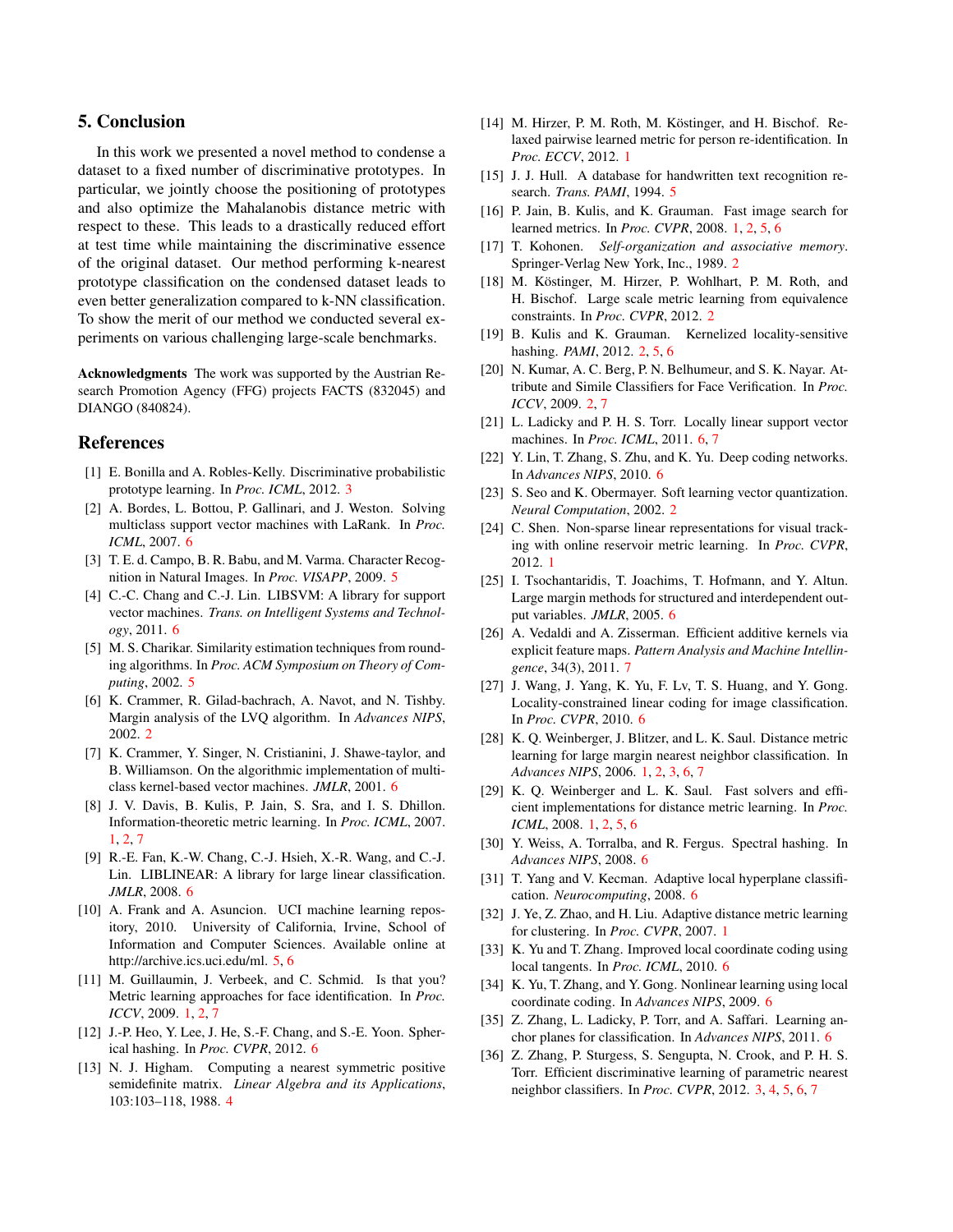## 5. Conclusion

In this work we presented a novel method to condense a dataset to a fixed number of discriminative prototypes. In particular, we jointly choose the positioning of prototypes and also optimize the Mahalanobis distance metric with respect to these. This leads to a drastically reduced effort at test time while maintaining the discriminative essence of the original dataset. Our method performing k-nearest prototype classification on the condensed dataset leads to even better generalization compared to k-NN classification. To show the merit of our method we conducted several experiments on various challenging large-scale benchmarks.

**Acknowledgments** The work was supported by the Austrian Research Promotion Agency (FFG) projects FACTS (832045) and DIANGO (840824).

## References

[1] E. Bonilla and A. Robles-Kelly. Discriminative probabilistic prototype learning. In *Proc. ICML*, 2012. 3

[2] A. Bordes, L. Bottou, P. Gallinari, and J. Weston. Solving multiclass support vector machines with LaRank. In *Proc. ICML*, 2007. 6

[3] T. E. d. Campo, B. R. Babu, and M. Varma. Character Recognition in Natural Images. In *Proc. VISAPP*, 2009. 5

[4] C.-C. Chang and C.-J. Lin. LIBSVM: A library for support vector machines. *Trans. on Intelligent Systems and Technology*, 2011. 6

[5] M. S. Charikar. Similarity estimation techniques from rounding algorithms. In *Proc. ACM Symposium on Theory of Computing*, 2002. 5

[6] K. Crammer, R. Gilad-bachrach, A. Navot, and N. Tishby. Margin analysis of the LVQ algorithm. In *Advances NIPS*, 2002. 2

[7] K. Crammer, Y. Singer, N. Cristianini, J. Shawe-taylor, and B. Williamson. On the algorithmic implementation of multiclass kernel-based vector machines. *JMLR*, 2001. 6

[8] J. V. Davis, B. Kulis, P. Jain, S. Sra, and I. S. Dhillon. Information-theoretic metric learning. In *Proc. ICML*, 2007. 1, 2, 7

[9] R.-E. Fan, K.-W. Chang, C.-J. Hsieh, X.-R. Wang, and C.-J. Lin. LIBLINEAR: A library for large linear classification. *JMLR*, 2008. 6

[10] A. Frank and A. Asuncion. UCI machine learning repository, 2010. University of California, Irvine, School of Information and Computer Sciences. Available online at http://archive.ics.uci.edu/ml. 5, 6

[11] M. Guillaumin, J. Verbeek, and C. Schmid. Is that you? Metric learning approaches for face identification. In *Proc. ICCV*, 2009. 1, 2, 7

[12] J.-P. Heo, Y. Lee, J. He, S.-F. Chang, and S.-E. Yoon. Spherical hashing. In *Proc. CVPR*, 2012. 6

[13] N. J. Higham. Computing a nearest symmetric positive semidefinite matrix. *Linear Algebra and its Applications*, 103:103–118, 1988. 4

[14] M. Hirzer, P. M. Roth, M. Köstinger, and H. Bischof. Relaxed pairwise learned metric for person re-identification. In *Proc. ECCV*, 2012. 1

[15] J. J. Hull. A database for handwritten text recognition research. *Trans. PAMI*, 1994. 5

[16] P. Jain, B. Kulis, and K. Grauman. Fast image search for learned metrics. In *Proc. CVPR*, 2008. 1, 2, 5, 6

[17] T. Kohonen. *Self-organization and associative memory*. Springer-Verlag New York, Inc., 1989. 2

[18] M. Köstinger, M. Hirzer, P. Wohlhart, P. M. Roth, and H. Bischof. Large scale metric learning from equivalence constraints. In *Proc. CVPR*, 2012. 2

[19] B. Kulis and K. Grauman. Kernelized locality-sensitive hashing. *PAMI*, 2012. 2, 5, 6

[20] N. Kumar, A. C. Berg, P. N. Belhumeur, and S. K. Nayar. Attribute and Simile Classifiers for Face Verification. In *Proc. ICCV*, 2009. 2, 7

[21] L. Ladicky and P. H. S. Torr. Locally linear support vector machines. In *Proc. ICML*, 2011. 6, 7

[22] Y. Lin, T. Zhang, S. Zhu, and K. Yu. Deep coding networks. In *Advances NIPS*, 2010. 6

[23] S. Seo and K. Obermayer. Soft learning vector quantization. *Neural Computation*, 2002. 2

[24] C. Shen. Non-sparse linear representations for visual tracking with online reservoir metric learning. In *Proc. CVPR*, 2012. 1

[25] I. Tsochantaridis, T. Joachims, T. Hofmann, and Y. Altun. Large margin methods for structured and interdependent output variables. *JMLR*, 2005. 6

[26] A. Vedaldi and A. Zisserman. Efficient additive kernels via explicit feature maps. *Pattern Analysis and Machine Intellingence*, 34(3), 2011. 7

[27] J. Wang, J. Yang, K. Yu, F. Lv, T. S. Huang, and Y. Gong. Locality-constrained linear coding for image classification. In *Proc. CVPR*, 2010. 6

[28] K. Q. Weinberger, J. Blitzer, and L. K. Saul. Distance metric learning for large margin nearest neighbor classification. In *Advances NIPS*, 2006. 1, 2, 3, 6, 7

[29] K. Q. Weinberger and L. K. Saul. Fast solvers and efficient implementations for distance metric learning. In *Proc. ICML*, 2008. 1, 2, 5, 6

[30] Y. Weiss, A. Torralba, and R. Fergus. Spectral hashing. In *Advances NIPS*, 2008. 6

[31] T. Yang and V. Kecman. Adaptive local hyperplane classification. *Neurocomputing*, 2008. 6

[32] J. Ye, Z. Zhao, and H. Liu. Adaptive distance metric learning for clustering. In *Proc. CVPR*, 2007. 1

[33] K. Yu and T. Zhang. Improved local coordinate coding using local tangents. In *Proc. ICML*, 2010. 6

[34] K. Yu, T. Zhang, and Y. Gong. Nonlinear learning using local coordinate coding. In *Advances NIPS*, 2009. 6

[35] Z. Zhang, L. Ladicky, P. Torr, and A. Saffari. Learning anchor planes for classification. In *Advances NIPS*, 2011. 6

[36] Z. Zhang, P. Sturgess, S. Sengupta, N. Crook, and P. H. S. Torr. Efficient discriminative learning of parametric nearest neighbor classifiers. In *Proc. CVPR*, 2012. 3, 4, 5, 6, 7